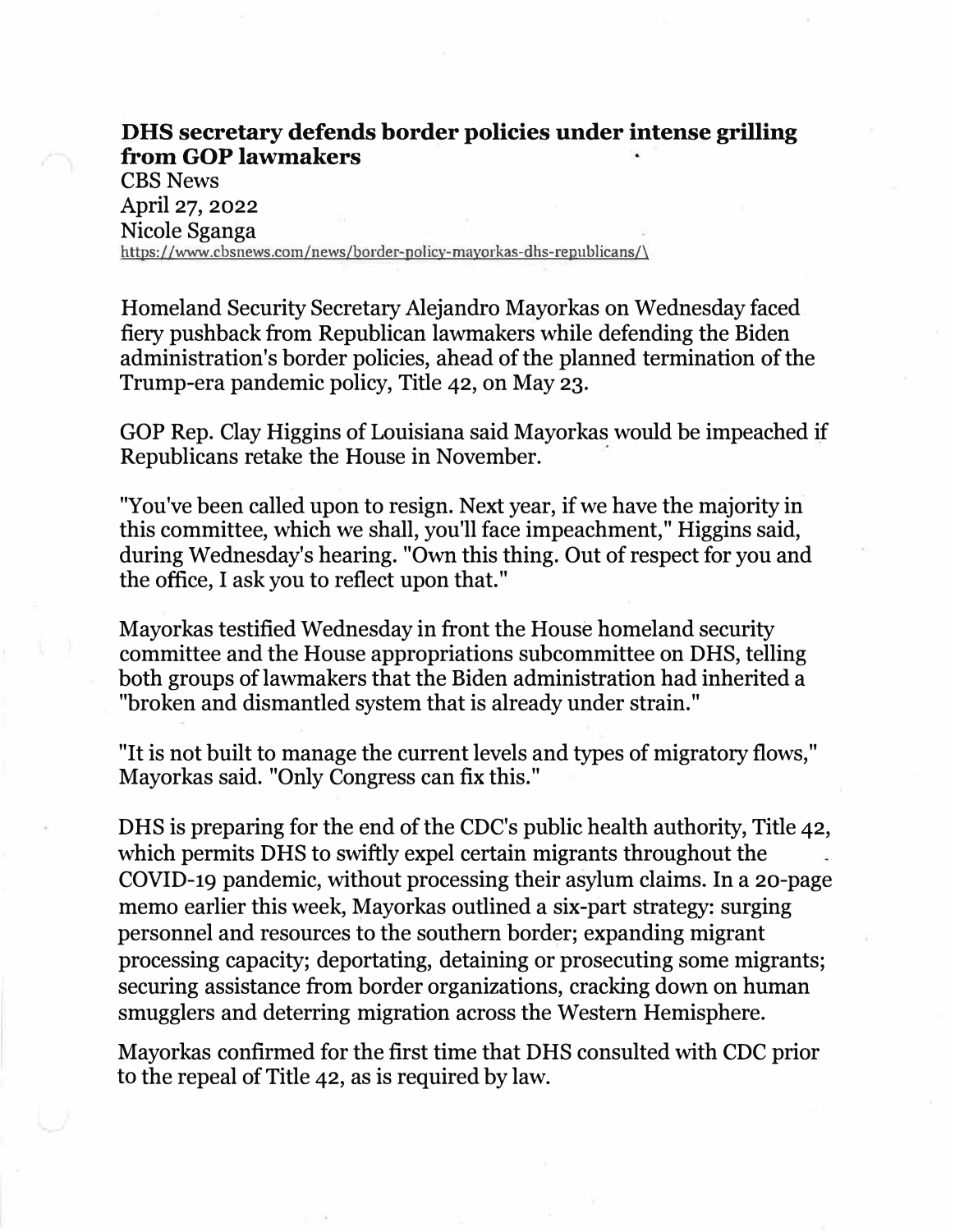# DHS secretary defends border policies under intense grilling from GOP lawmakers

CBS News
April 27, 2022
Nicole Sganga
https://www.cbsnews.com/news/border-policy-mayorkas-dhs-republicans/\

Homeland Security Secretary Alejandro Mayorkas on Wednesday faced fiery pushback from Republican lawmakers while defending the Biden administration's border policies, ahead of the planned termination of the Trump-era pandemic policy, Title 42, on May 23.

GOP Rep. Clay Higgins of Louisiana said Mayorkas would be impeached if Republicans retake the House in November.

"You've been called upon to resign. Next year, if we have the majority in this committee, which we shall, you'll face impeachment," Higgins said, during Wednesday's hearing. "Own this thing. Out of respect for you and the office, I ask you to reflect upon that."

Mayorkas testified Wednesday in front the House homeland security committee and the House appropriations subcommittee on DHS, telling both groups of lawmakers that the Biden administration had inherited a "broken and dismantled system that is already under strain."

"It is not built to manage the current levels and types of migratory flows," Mayorkas said. "Only Congress can fix this."

DHS is preparing for the end of the CDC's public health authority, Title 42, which permits DHS to swiftly expel certain migrants throughout the COVID-19 pandemic, without processing their asylum claims. In a 20-page memo earlier this week, Mayorkas outlined a six-part strategy: surging personnel and resources to the southern border; expanding migrant processing capacity; deportating, detaining or prosecuting some migrants; securing assistance from border organizations, cracking down on human smugglers and deterring migration across the Western Hemisphere.

Mayorkas confirmed for the first time that DHS consulted with CDC prior to the repeal of Title 42, as is required by law.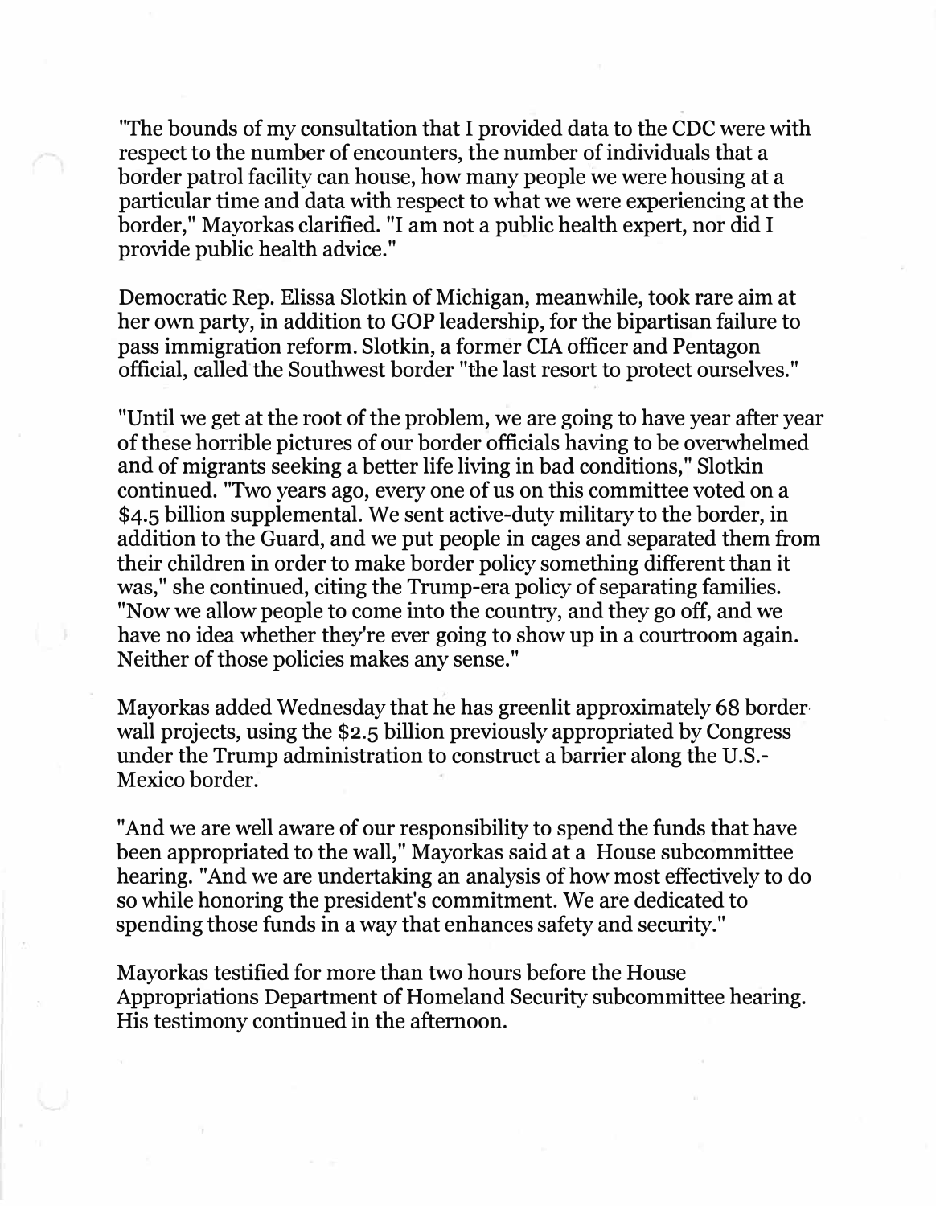"The bounds of my consultation that I provided data to the CDC were with respect to the number of encounters, the number of individuals that a border patrol facility can house, how many people we were housing at a particular time and data with respect to what we were experiencing at the border," Mayorkas clarified. "I am not a public health expert, nor did I provide public health advice."

Democratic Rep. Elissa Slotkin of Michigan, meanwhile, took rare aim at her own party, in addition to GOP leadership, for the bipartisan failure to pass immigration reform. Slotkin, a former CIA officer and Pentagon official, called the Southwest border "the last resort to protect ourselves."

"Until we get at the root of the problem, we are going to have year after year of these horrible pictures of our border officials having to be overwhelmed and of migrants seeking a better life living in bad conditions," Slotkin continued. "Two years ago, every one of us on this committee voted on a $4.5 billion supplemental. We sent active-duty military to the border, in addition to the Guard, and we put people in cages and separated them from their children in order to make border policy something different than it was," she continued, citing the Trump-era policy of separating families. "Now we allow people to come into the country, and they go off, and we have no idea whether they're ever going to show up in a courtroom again. Neither of those policies makes any sense."

Mayorkas added Wednesday that he has greenlit approximately 68 border wall projects, using the $2.5 billion previously appropriated by Congress under the Trump administration to construct a barrier along the U.S.-Mexico border.

"And we are well aware of our responsibility to spend the funds that have been appropriated to the wall," Mayorkas said at a House subcommittee hearing. "And we are undertaking an analysis of how most effectively to do so while honoring the president's commitment. We are dedicated to spending those funds in a way that enhances safety and security."

Mayorkas testified for more than two hours before the House Appropriations Department of Homeland Security subcommittee hearing. His testimony continued in the afternoon.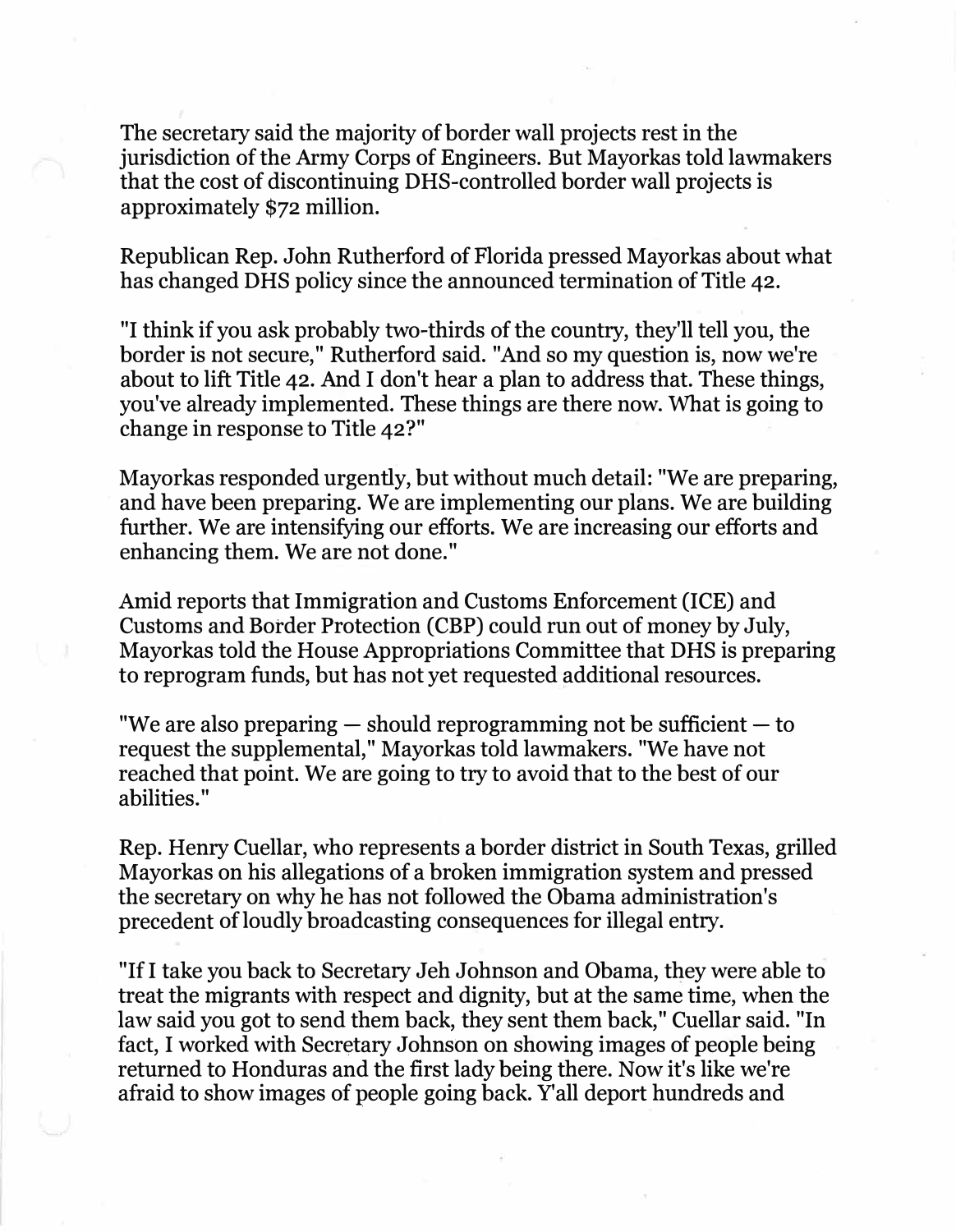The secretary said the majority of border wall projects rest in the jurisdiction of the Army Corps of Engineers. But Mayorkas told lawmakers that the cost of discontinuing DHS-controlled border wall projects is approximately $72 million.

Republican Rep. John Rutherford of Florida pressed Mayorkas about what has changed DHS policy since the announced termination of Title 42.

"I think if you ask probably two-thirds of the country, they'll tell you, the border is not secure," Rutherford said. "And so my question is, now we're about to lift Title 42. And I don't hear a plan to address that. These things, you've already implemented. These things are there now. What is going to change in response to Title 42?"

Mayorkas responded urgently, but without much detail: "We are preparing, and have been preparing. We are implementing our plans. We are building further. We are intensifying our efforts. We are increasing our efforts and enhancing them. We are not done."

Amid reports that Immigration and Customs Enforcement (ICE) and Customs and Border Protection (CBP) could run out of money by July, Mayorkas told the House Appropriations Committee that DHS is preparing to reprogram funds, but has not yet requested additional resources.

"We are also preparing — should reprogramming not be sufficient — to request the supplemental," Mayorkas told lawmakers. "We have not reached that point. We are going to try to avoid that to the best of our abilities."

Rep. Henry Cuellar, who represents a border district in South Texas, grilled Mayorkas on his allegations of a broken immigration system and pressed the secretary on why he has not followed the Obama administration's precedent of loudly broadcasting consequences for illegal entry.

"If I take you back to Secretary Jeh Johnson and Obama, they were able to treat the migrants with respect and dignity, but at the same time, when the law said you got to send them back, they sent them back," Cuellar said. "In fact, I worked with Secretary Johnson on showing images of people being returned to Honduras and the first lady being there. Now it's like we're afraid to show images of people going back. Y'all deport hundreds and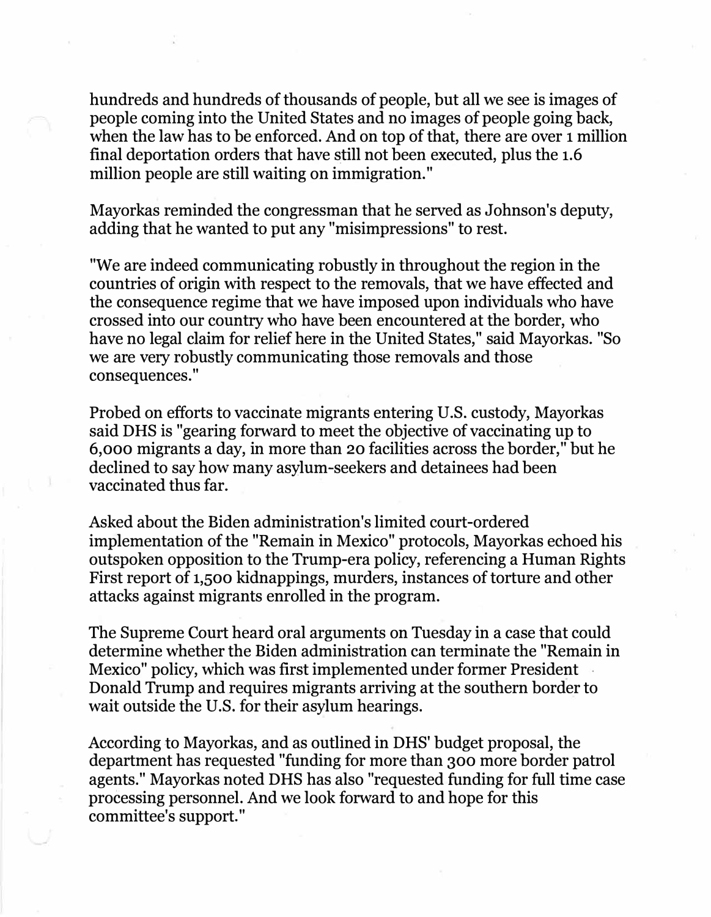hundreds and hundreds of thousands of people, but all we see is images of people coming into the United States and no images of people going back, when the law has to be enforced. And on top of that, there are over 1 million final deportation orders that have still not been executed, plus the 1.6 million people are still waiting on immigration."

Mayorkas reminded the congressman that he served as Johnson's deputy, adding that he wanted to put any "misimpressions" to rest.

"We are indeed communicating robustly in throughout the region in the countries of origin with respect to the removals, that we have effected and the consequence regime that we have imposed upon individuals who have crossed into our country who have been encountered at the border, who have no legal claim for relief here in the United States," said Mayorkas. "So we are very robustly communicating those removals and those consequences."

Probed on efforts to vaccinate migrants entering U.S. custody, Mayorkas said DHS is "gearing forward to meet the objective of vaccinating up to 6,000 migrants a day, in more than 20 facilities across the border," but he declined to say how many asylum-seekers and detainees had been vaccinated thus far.

Asked about the Biden administration's limited court-ordered implementation of the "Remain in Mexico" protocols, Mayorkas echoed his outspoken opposition to the Trump-era policy, referencing a Human Rights First report of 1,500 kidnappings, murders, instances of torture and other attacks against migrants enrolled in the program.

The Supreme Court heard oral arguments on Tuesday in a case that could determine whether the Biden administration can terminate the "Remain in Mexico" policy, which was first implemented under former President Donald Trump and requires migrants arriving at the southern border to wait outside the U.S. for their asylum hearings.

According to Mayorkas, and as outlined in DHS' budget proposal, the department has requested "funding for more than 300 more border patrol agents." Mayorkas noted DHS has also "requested funding for full time case processing personnel. And we look forward to and hope for this committee's support."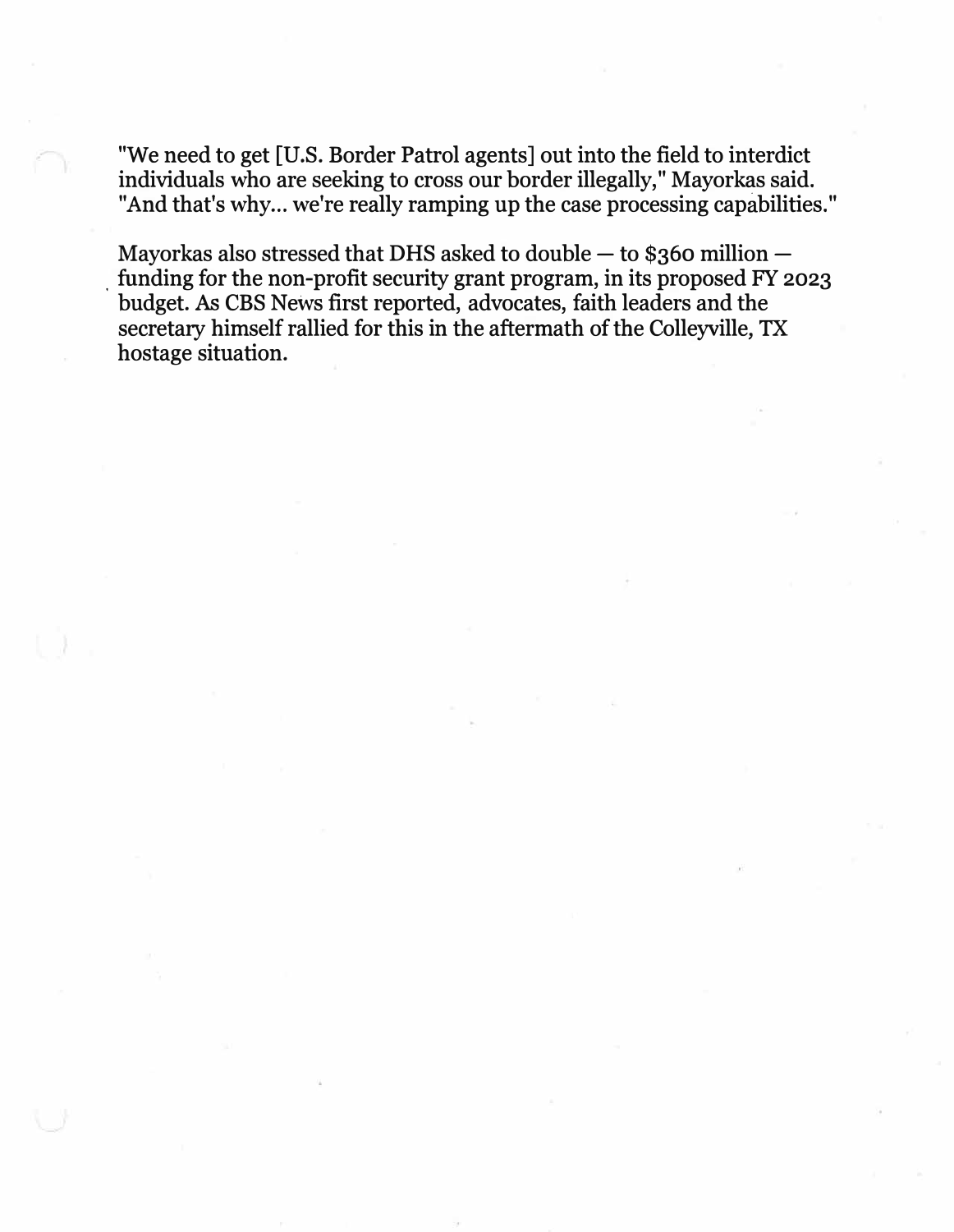"We need to get [U.S. Border Patrol agents] out into the field to interdict individuals who are seeking to cross our border illegally," Mayorkas said. "And that's why... we're really ramping up the case processing capabilities."

Mayorkas also stressed that DHS asked to double — to $360 million — funding for the non-profit security grant program, in its proposed FY 2023 budget. As CBS News first reported, advocates, faith leaders and the secretary himself rallied for this in the aftermath of the Colleyville, TX hostage situation.